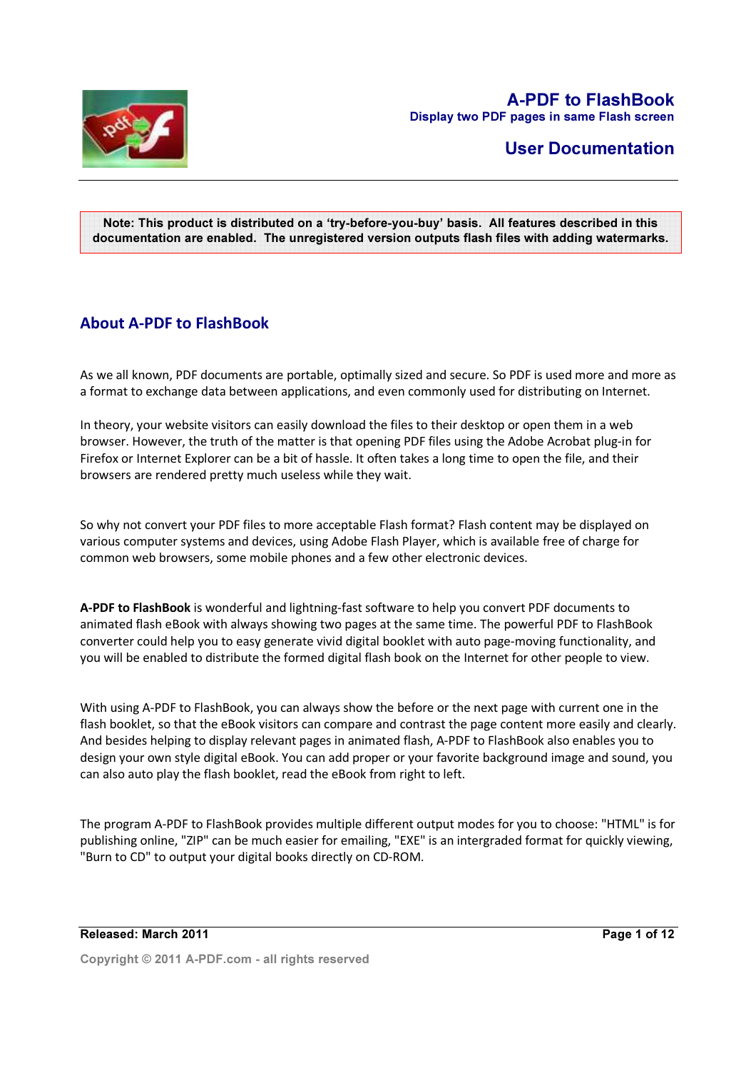# A-PDF to FlashBook

**Display two PDF pages in same Flash screen**

## User Documentation

**Note: This product is distributed on a 'try-before-you-buy' basis. All features described in this documentation are enabled. The unregistered version outputs flash files with adding watermarks.**

## About A-PDF to FlashBook

As we all known, PDF documents are portable, optimally sized and secure. So PDF is used more and more as a format to exchange data between applications, and even commonly used for distributing on Internet.

In theory, your website visitors can easily download the files to their desktop or open them in a web browser. However, the truth of the matter is that opening PDF files using the Adobe Acrobat plug-in for Firefox or Internet Explorer can be a bit of hassle. It often takes a long time to open the file, and their browsers are rendered pretty much useless while they wait.

So why not convert your PDF files to more acceptable Flash format? Flash content may be displayed on various computer systems and devices, using Adobe Flash Player, which is available free of charge for common web browsers, some mobile phones and a few other electronic devices.

**A-PDF to FlashBook** is wonderful and lightning-fast software to help you convert PDF documents to animated flash eBook with always showing two pages at the same time. The powerful PDF to FlashBook converter could help you to easy generate vivid digital booklet with auto page-moving functionality, and you will be enabled to distribute the formed digital flash book on the Internet for other people to view.

With using A-PDF to FlashBook, you can always show the before or the next page with current one in the flash booklet, so that the eBook visitors can compare and contrast the page content more easily and clearly. And besides helping to display relevant pages in animated flash, A-PDF to FlashBook also enables you to design your own style digital eBook. You can add proper or your favorite background image and sound, you can also auto play the flash booklet, read the eBook from right to left.

The program A-PDF to FlashBook provides multiple different output modes for you to choose: "HTML" is for publishing online, "ZIP" can be much easier for emailing, "EXE" is an intergraded format for quickly viewing, "Burn to CD" to output your digital books directly on CD-ROM.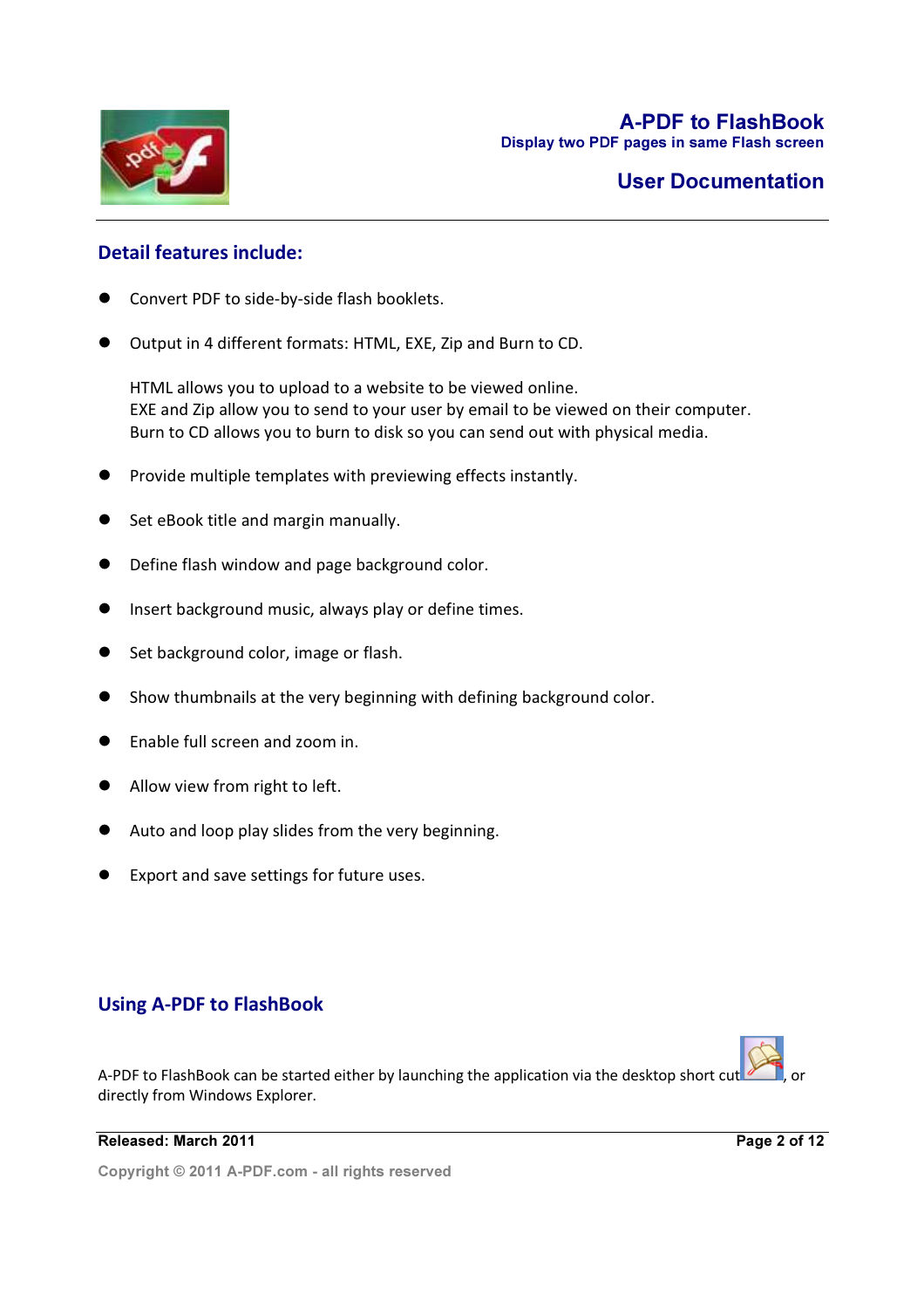## Detail features include:

- Convert PDF to side-by-side flash booklets.
- Output in 4 different formats: HTML, EXE, Zip and Burn to CD.

  HTML allows you to upload to a website to be viewed online.
  EXE and Zip allow you to send to your user by email to be viewed on their computer.
  Burn to CD allows you to burn to disk so you can send out with physical media.

- Provide multiple templates with previewing effects instantly.
- Set eBook title and margin manually.
- Define flash window and page background color.
- Insert background music, always play or define times.
- Set background color, image or flash.
- Show thumbnails at the very beginning with defining background color.
- Enable full screen and zoom in.
- Allow view from right to left.
- Auto and loop play slides from the very beginning.
- Export and save settings for future uses.

## Using A-PDF to FlashBook

A-PDF to FlashBook can be started either by launching the application via the desktop short cut, or directly from Windows Explorer.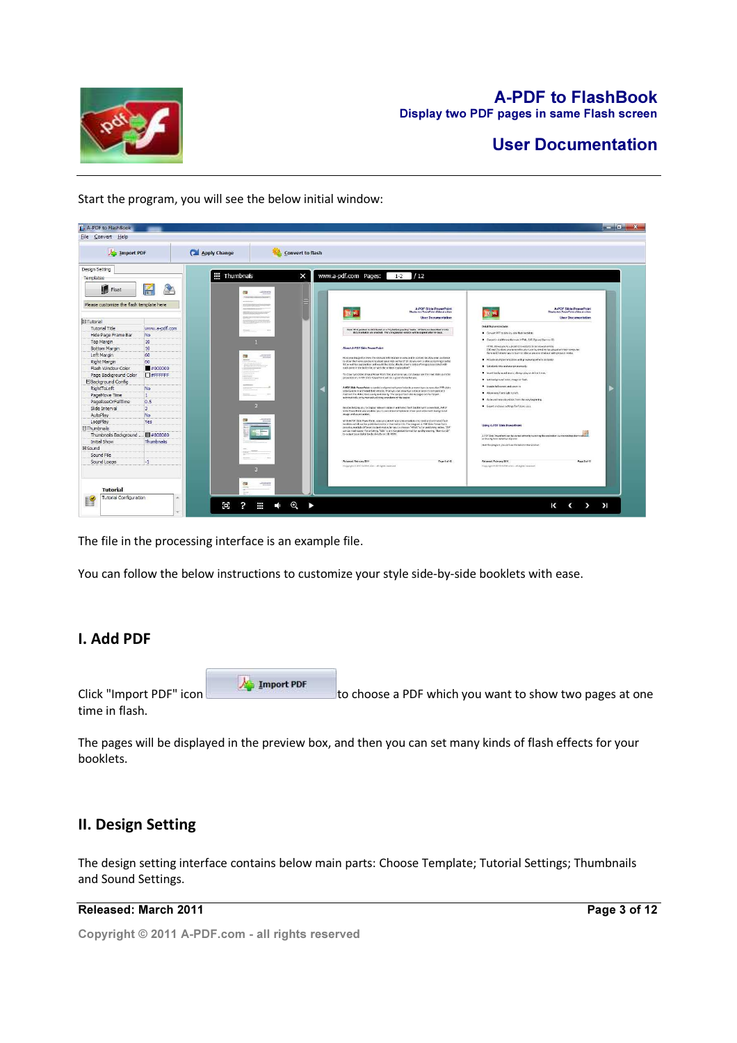Start the program, you will see the below initial window:

The file in the processing interface is an example file.

You can follow the below instructions to customize your style side-by-side booklets with ease.

## I. Add PDF

Click "Import PDF" icon to choose a PDF which you want to show two pages at one time in flash.

The pages will be displayed in the preview box, and then you can set many kinds of flash effects for your booklets.

## II. Design Setting

The design setting interface contains below main parts: Choose Template; Tutorial Settings; Thumbnails and Sound Settings.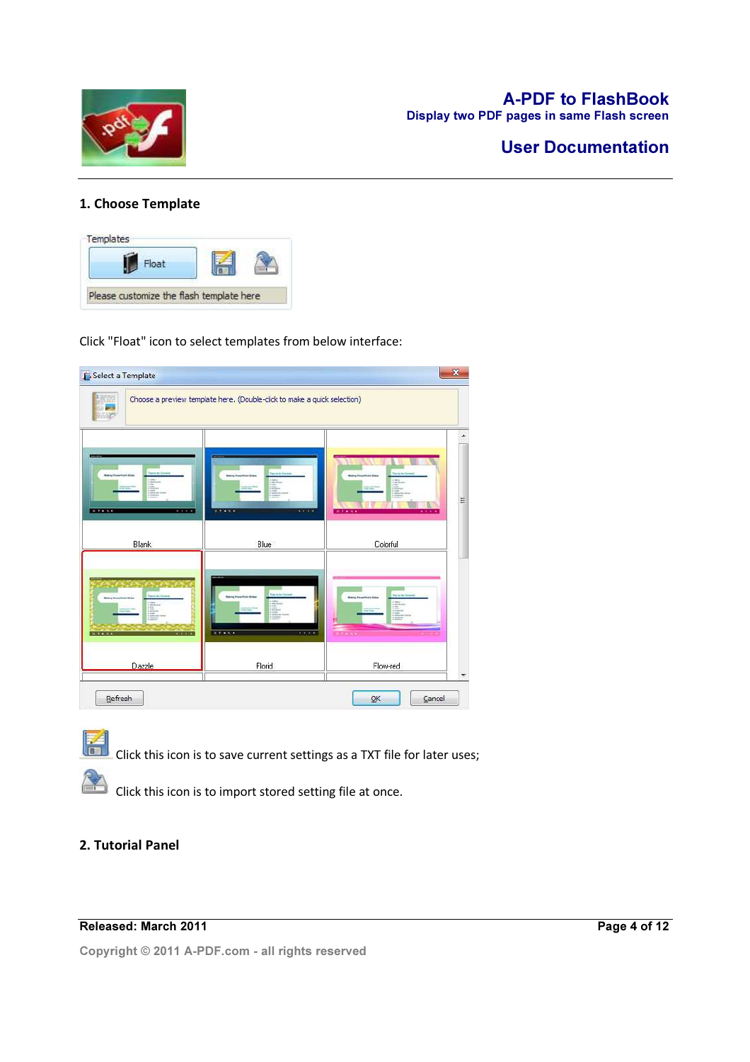## 1. Choose Template

Click "Float" icon to select templates from below interface:

Click this icon is to save current settings as a TXT file for later uses;

Click this icon is to import stored setting file at once.

## 2. Tutorial Panel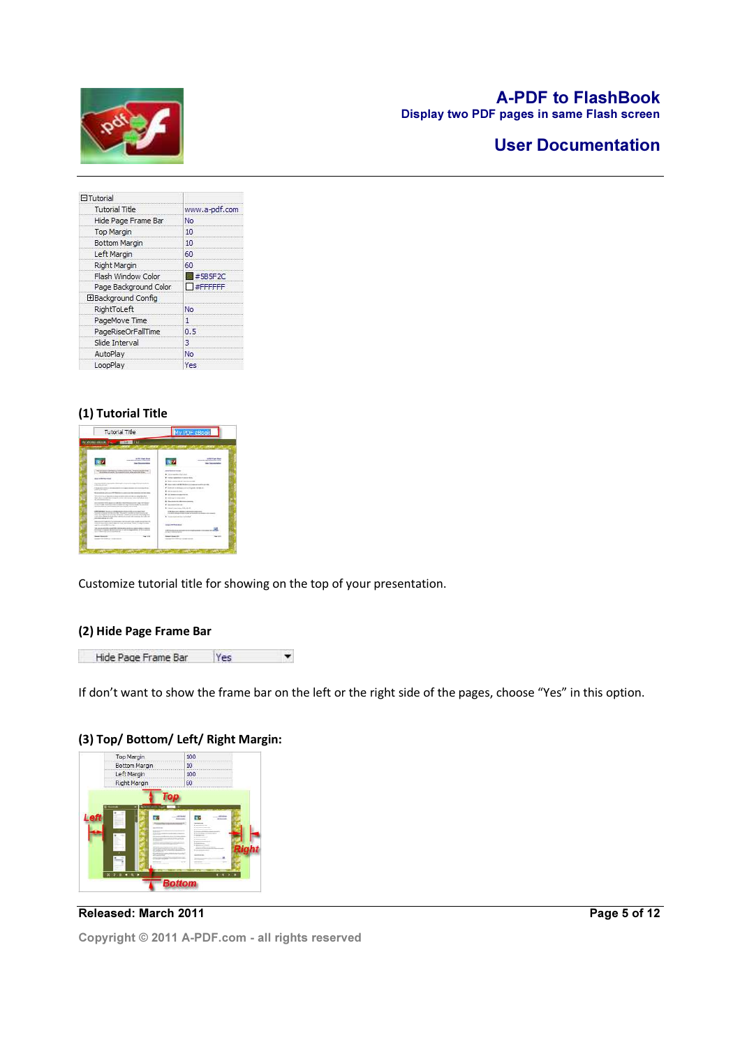| Tutorial | |
|---|---|
| Tutorial Title | www.a-pdf.com |
| Hide Page Frame Bar | No |
| Top Margin | 10 |
| Bottom Margin | 10 |
| Left Margin | 60 |
| Right Margin | 60 |
| Flash Window Color | #5B5F2C |
| Page Background Color | #FFFFFF |
| Background Config | |
| RightToLeft | No |
| PageMove Time | 1 |
| PageRiseOrFallTime | 0.5 |
| Slide Interval | 3 |
| AutoPlay | No |
| LoopPlay | Yes |

### (1) Tutorial Title

| Tutorial Title | My PDF eBook |
|---|---|

Customize tutorial title for showing on the top of your presentation.

### (2) Hide Page Frame Bar

| Hide Page Frame Bar | Yes |
|---|---|

If don't want to show the frame bar on the left or the right side of the pages, choose "Yes" in this option.

### (3) Top/ Bottom/ Left/ Right Margin:

| Top Margin | 100 |
|---|---|
| Bottom Margin | 10 |
| Left Margin | 100 |
| Right Margin | 60 |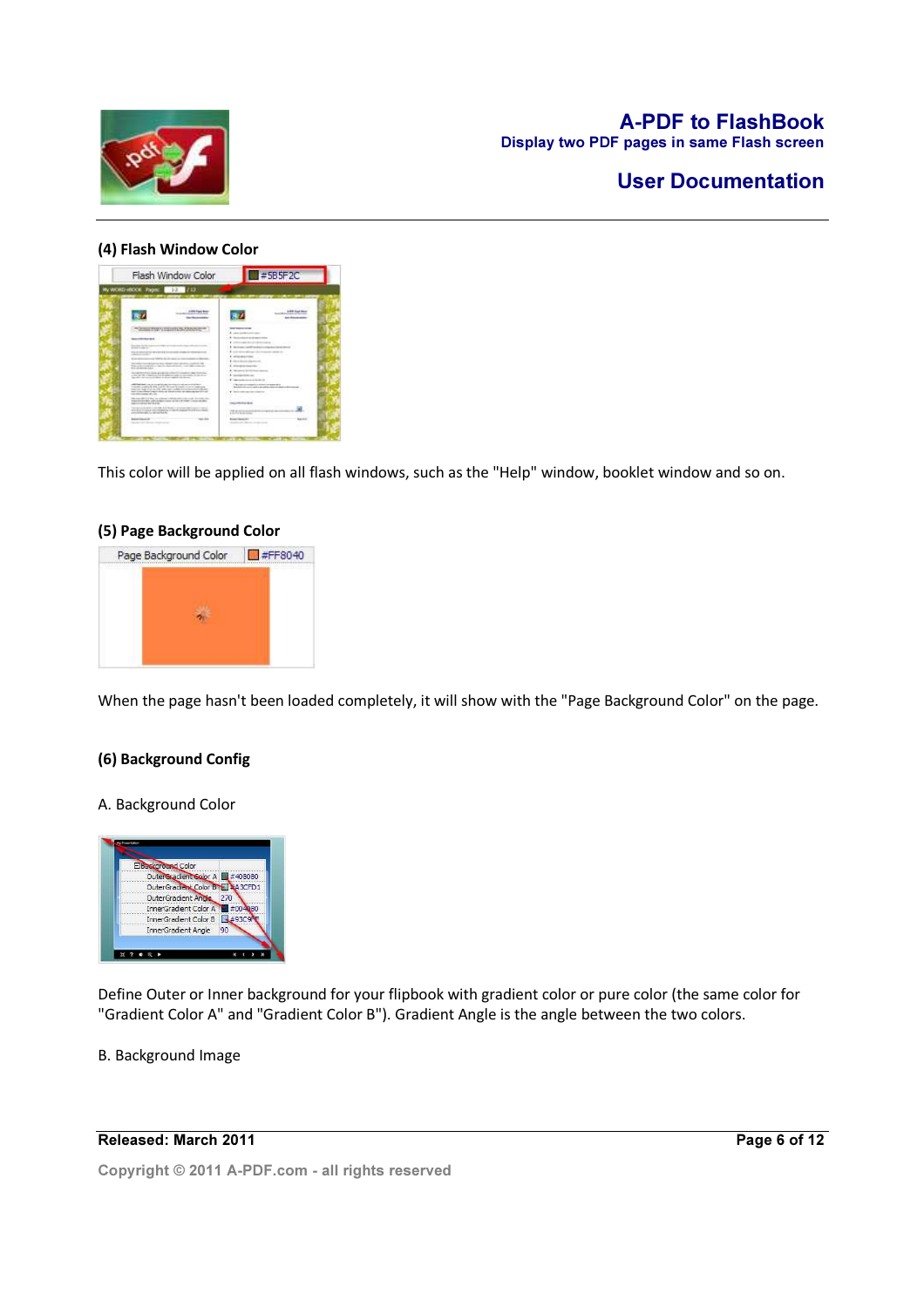### (4) Flash Window Color

This color will be applied on all flash windows, such as the "Help" window, booklet window and so on.

### (5) Page Background Color

When the page hasn't been loaded completely, it will show with the "Page Background Color" on the page.

### (6) Background Config

A. Background Color

Define Outer or Inner background for your flipbook with gradient color or pure color (the same color for "Gradient Color A" and "Gradient Color B"). Gradient Angle is the angle between the two colors.

B. Background Image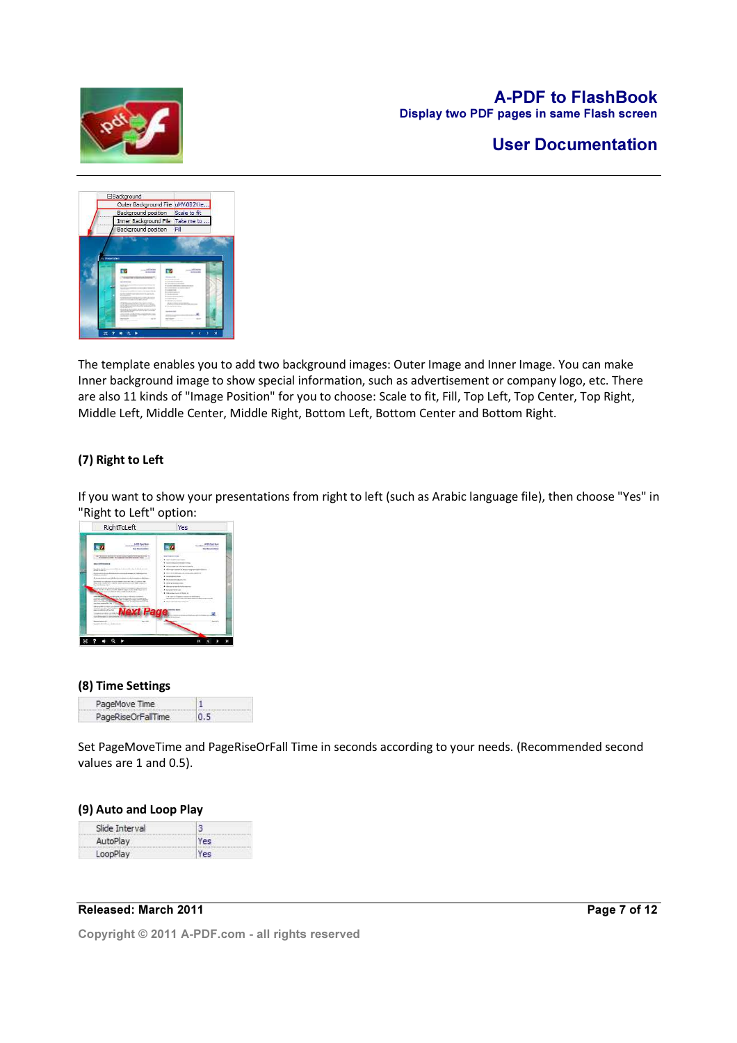The template enables you to add two background images: Outer Image and Inner Image. You can make Inner background image to show special information, such as advertisement or company logo, etc. There are also 11 kinds of "Image Position" for you to choose: Scale to fit, Fill, Top Left, Top Center, Top Right, Middle Left, Middle Center, Middle Right, Bottom Left, Bottom Center and Bottom Right.

### (7) Right to Left

If you want to show your presentations from right to left (such as Arabic language file), then choose "Yes" in "Right to Left" option:

### (8) Time Settings

| PageMove Time | 1 |
|---|---|
| PageRiseOrFallTime | 0.5 |

Set PageMoveTime and PageRiseOrFall Time in seconds according to your needs. (Recommended second values are 1 and 0.5).

### (9) Auto and Loop Play

| Slide Interval | 3 |
|---|---|
| AutoPlay | Yes |
| LoopPlay | Yes |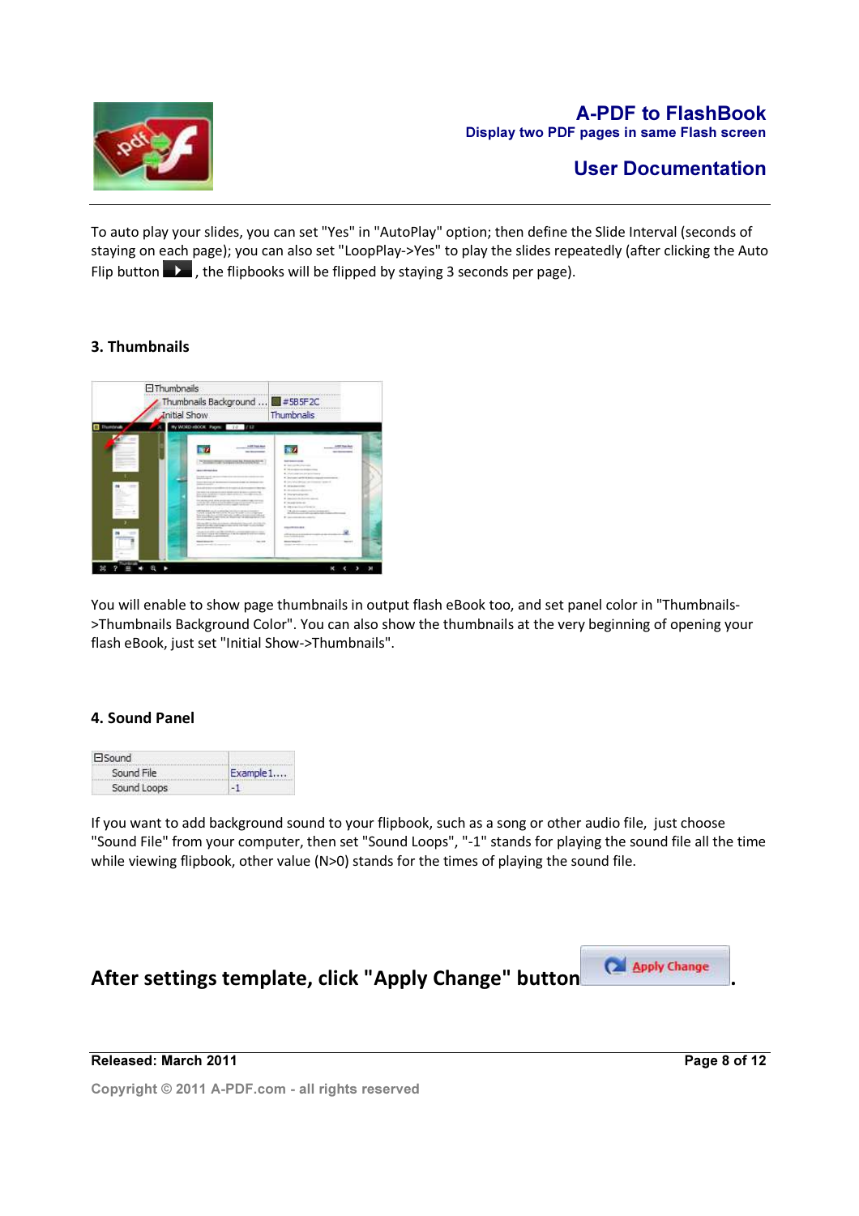To auto play your slides, you can set "Yes" in "AutoPlay" option; then define the Slide Interval (seconds of staying on each page); you can also set "LoopPlay->Yes" to play the slides repeatedly (after clicking the Auto Flip button , the flipbooks will be flipped by staying 3 seconds per page).

### 3. Thumbnails

You will enable to show page thumbnails in output flash eBook too, and set panel color in "Thumbnails->Thumbnails Background Color". You can also show the thumbnails at the very beginning of opening your flash eBook, just set "Initial Show->Thumbnails".

### 4. Sound Panel

| Sound | |
|---|---|
| Sound File | Example1.... |
| Sound Loops | -1 |

If you want to add background sound to your flipbook, such as a song or other audio file, just choose "Sound File" from your computer, then set "Sound Loops", "-1" stands for playing the sound file all the time while viewing flipbook, other value (N>0) stands for the times of playing the sound file.

## After settings template, click "Apply Change" button Apply Change.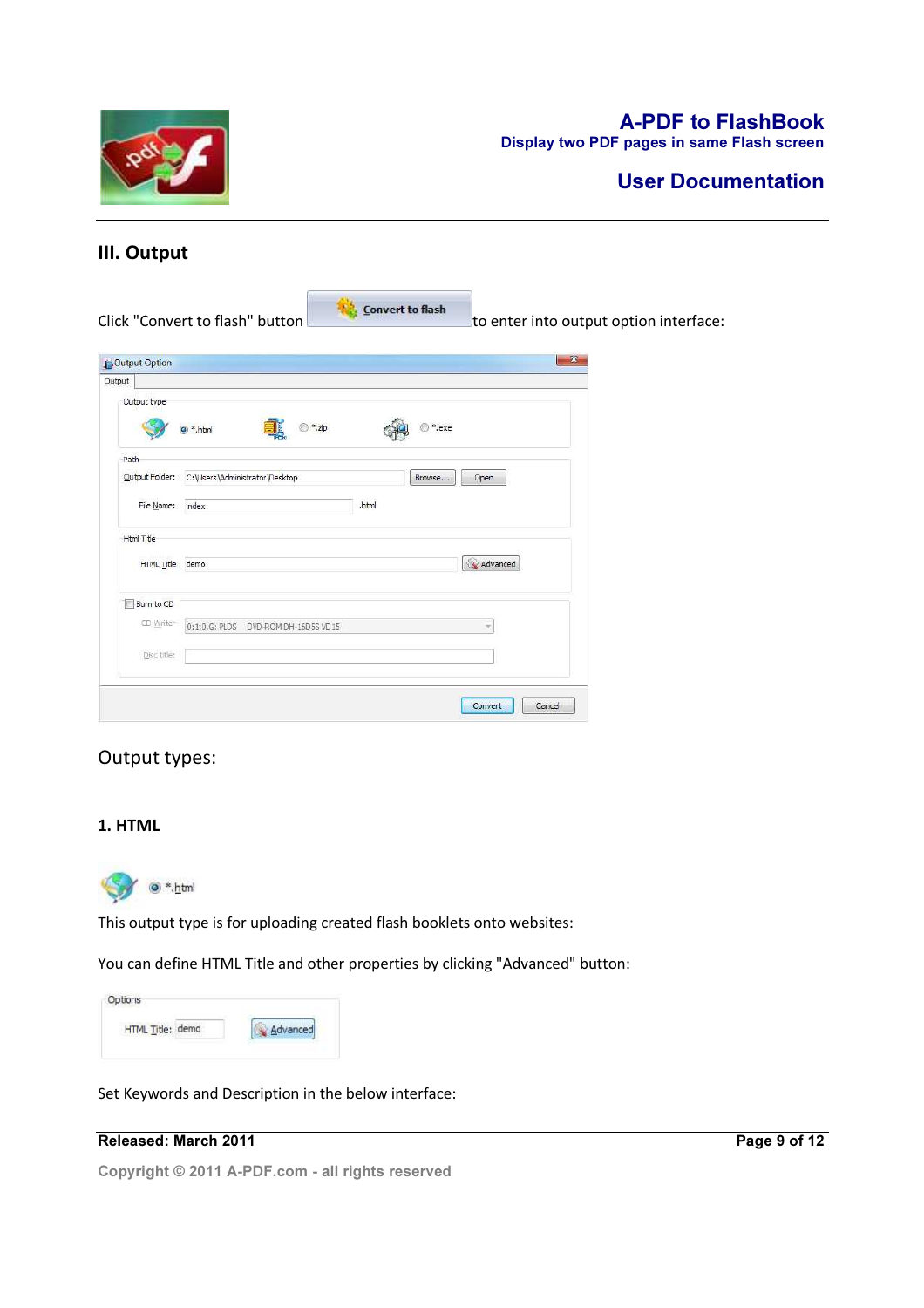## III. Output

Click "Convert to flash" button to enter into output option interface:

Output types:

### 1. HTML

This output type is for uploading created flash booklets onto websites:

You can define HTML Title and other properties by clicking "Advanced" button:

Set Keywords and Description in the below interface: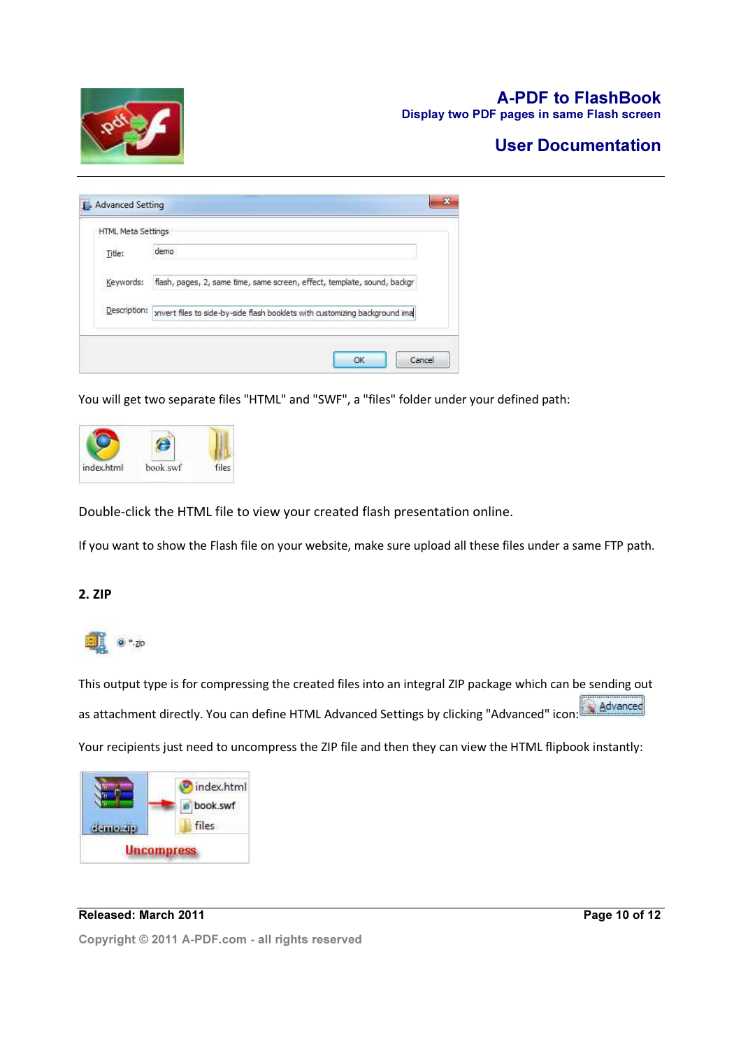You will get two separate files "HTML" and "SWF", a "files" folder under your defined path:

Double-click the HTML file to view your created flash presentation online.

If you want to show the Flash file on your website, make sure upload all these files under a same FTP path.

**2. ZIP**

This output type is for compressing the created files into an integral ZIP package which can be sending out as attachment directly. You can define HTML Advanced Settings by clicking "Advanced" icon:

Your recipients just need to uncompress the ZIP file and then they can view the HTML flipbook instantly: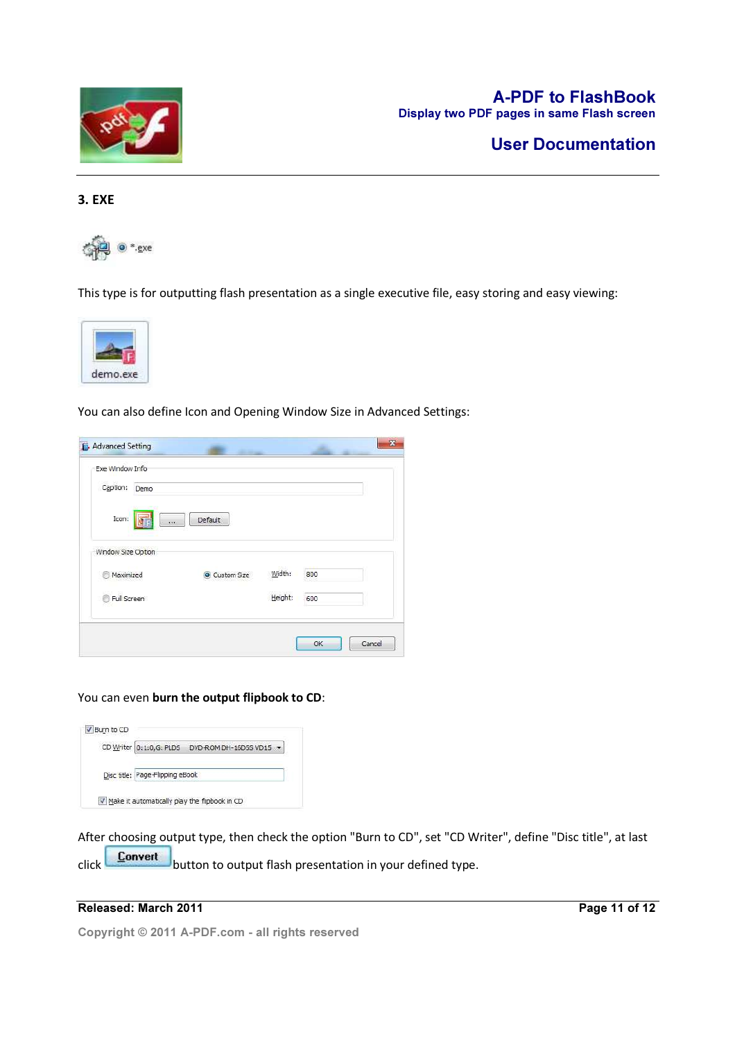## 3. EXE

*.exe

This type is for outputting flash presentation as a single executive file, easy storing and easy viewing:

demo.exe

You can also define Icon and Opening Window Size in Advanced Settings:

Advanced Setting

Exe Window Info

Caption: Demo

Icon: ... Default

Window Size Option

Maximized　Custom Size　Width: 800

Full Screen　Height: 600

OK　Cancel

You can even **burn the output flipbook to CD**:

Burn to CD

CD Writer 0:1:0,G: PLDS DVD-ROM DH-16D5S VD15

Disc title: Page-Flipping eBook

Make it automatically play the flipbook in CD

After choosing output type, then check the option "Burn to CD", set "CD Writer", define "Disc title", at last click **Convert** button to output flash presentation in your defined type.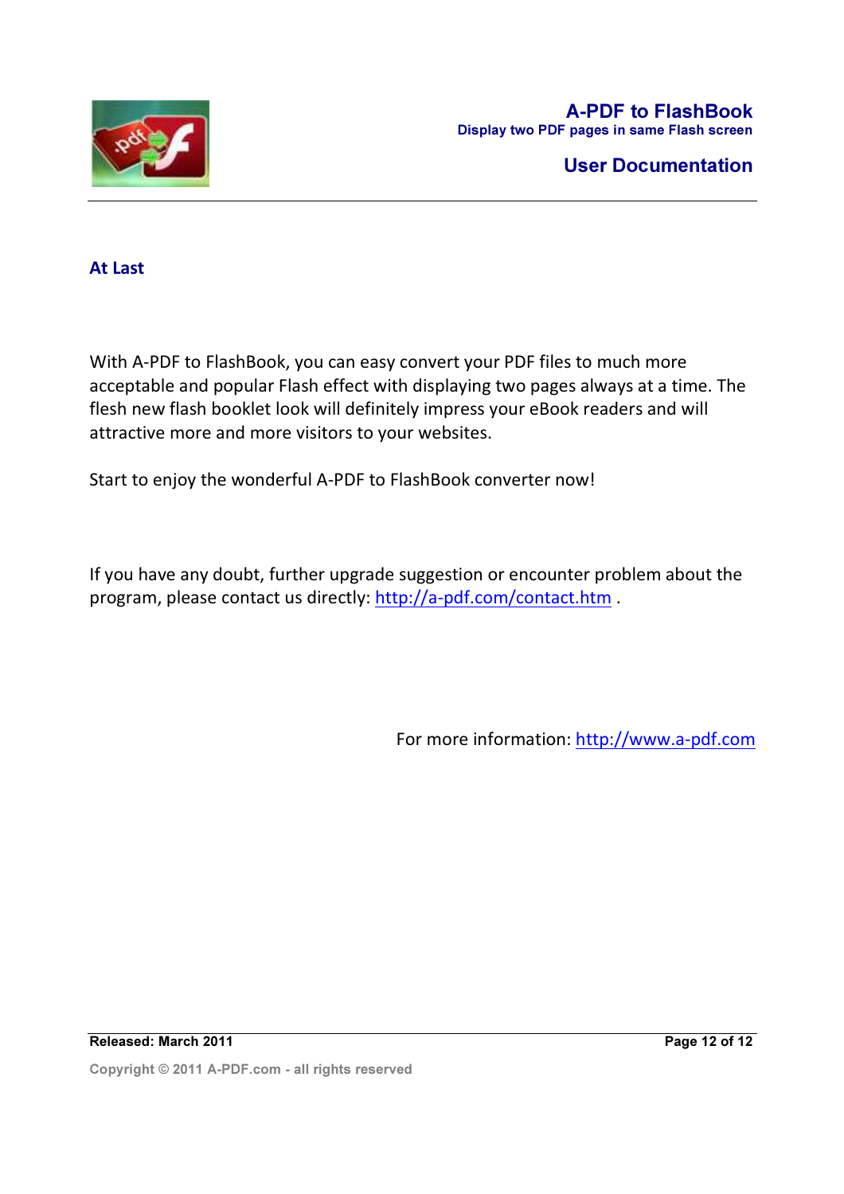## At Last

With A-PDF to FlashBook, you can easy convert your PDF files to much more acceptable and popular Flash effect with displaying two pages always at a time. The flesh new flash booklet look will definitely impress your eBook readers and will attractive more and more visitors to your websites.

Start to enjoy the wonderful A-PDF to FlashBook converter now!

If you have any doubt, further upgrade suggestion or encounter problem about the program, please contact us directly: http://a-pdf.com/contact.htm .

For more information: http://www.a-pdf.com